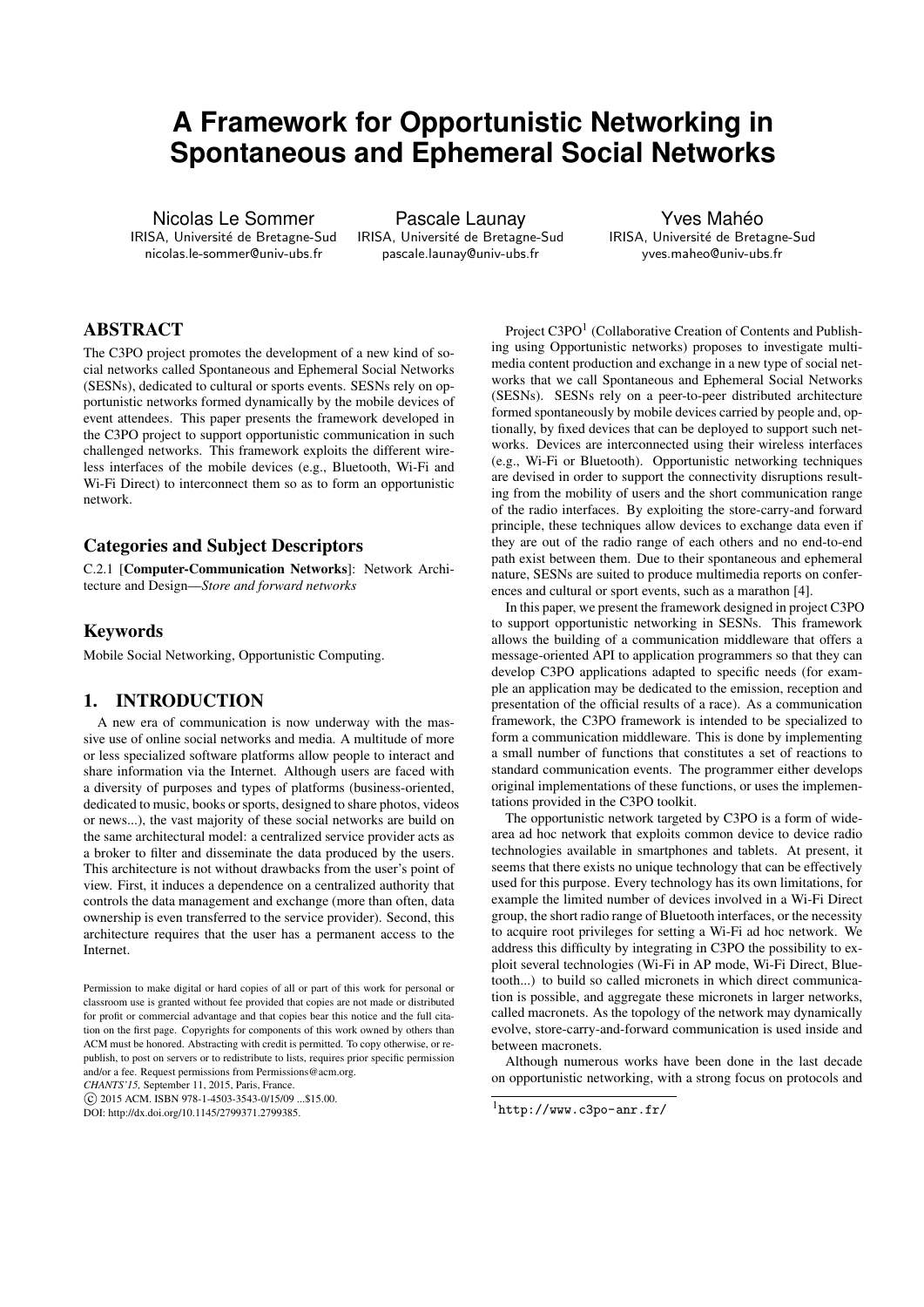# A Framework for Opportunistic Networking in Spontaneous and Ephemeral Social Networks

Nicolas Le Sommer
IRISA, Université de Bretagne-Sud
nicolas.le-sommer@univ-ubs.fr

Pascale Launay
IRISA, Université de Bretagne-Sud
pascale.launay@univ-ubs.fr

Yves Mahéo
IRISA, Université de Bretagne-Sud
yves.maheo@univ-ubs.fr

## ABSTRACT

The C3PO project promotes the development of a new kind of social networks called Spontaneous and Ephemeral Social Networks (SESNs), dedicated to cultural or sports events. SESNs rely on opportunistic networks formed dynamically by the mobile devices of event attendees. This paper presents the framework developed in the C3PO project to support opportunistic communication in such challenged networks. This framework exploits the different wireless interfaces of the mobile devices (e.g., Bluetooth, Wi-Fi and Wi-Fi Direct) to interconnect them so as to form an opportunistic network.

## Categories and Subject Descriptors

C.2.1 [**Computer-Communication Networks**]: Network Architecture and Design—*Store and forward networks*

## Keywords

Mobile Social Networking, Opportunistic Computing.

## 1. INTRODUCTION

A new era of communication is now underway with the massive use of online social networks and media. A multitude of more or less specialized software platforms allow people to interact and share information via the Internet. Although users are faced with a diversity of purposes and types of platforms (business-oriented, dedicated to music, books or sports, designed to share photos, videos or news...), the vast majority of these social networks are build on the same architectural model: a centralized service provider acts as a broker to filter and disseminate the data produced by the users. This architecture is not without drawbacks from the user's point of view. First, it induces a dependence on a centralized authority that controls the data management and exchange (more than often, data ownership is even transferred to the service provider). Second, this architecture requires that the user has a permanent access to the Internet.

Permission to make digital or hard copies of all or part of this work for personal or classroom use is granted without fee provided that copies are not made or distributed for profit or commercial advantage and that copies bear this notice and the full citation on the first page. Copyrights for components of this work owned by others than ACM must be honored. Abstracting with credit is permitted. To copy otherwise, or republish, to post on servers or to redistribute to lists, requires prior specific permission and/or a fee. Request permissions from Permissions@acm.org.
*CHANTS'15,* September 11, 2015, Paris, France.
© 2015 ACM. ISBN 978-1-4503-3543-0/15/09 ...$15.00.
DOI: http://dx.doi.org/10.1145/2799371.2799385.

Project C3PO[1] (Collaborative Creation of Contents and Publishing using Opportunistic networks) proposes to investigate multimedia content production and exchange in a new type of social networks that we call Spontaneous and Ephemeral Social Networks (SESNs). SESNs rely on a peer-to-peer distributed architecture formed spontaneously by mobile devices carried by people and, optionally, by fixed devices that can be deployed to support such networks. Devices are interconnected using their wireless interfaces (e.g., Wi-Fi or Bluetooth). Opportunistic networking techniques are devised in order to support the connectivity disruptions resulting from the mobility of users and the short communication range of the radio interfaces. By exploiting the store-carry-and forward principle, these techniques allow devices to exchange data even if they are out of the radio range of each others and no end-to-end path exist between them. Due to their spontaneous and ephemeral nature, SESNs are suited to produce multimedia reports on conferences and cultural or sport events, such as a marathon [4].

In this paper, we present the framework designed in project C3PO to support opportunistic networking in SESNs. This framework allows the building of a communication middleware that offers a message-oriented API to application programmers so that they can develop C3PO applications adapted to specific needs (for example an application may be dedicated to the emission, reception and presentation of the official results of a race). As a communication framework, the C3PO framework is intended to be specialized to form a communication middleware. This is done by implementing a small number of functions that constitutes a set of reactions to standard communication events. The programmer either develops original implementations of these functions, or uses the implementations provided in the C3PO toolkit.

The opportunistic network targeted by C3PO is a form of wide-area ad hoc network that exploits common device to device radio technologies available in smartphones and tablets. At present, it seems that there exists no unique technology that can be effectively used for this purpose. Every technology has its own limitations, for example the limited number of devices involved in a Wi-Fi Direct group, the short radio range of Bluetooth interfaces, or the necessity to acquire root privileges for setting a Wi-Fi ad hoc network. We address this difficulty by integrating in C3PO the possibility to exploit several technologies (Wi-Fi in AP mode, Wi-Fi Direct, Bluetooth...) to build so called micronets in which direct communication is possible, and aggregate these micronets in larger networks, called macronets. As the topology of the network may dynamically evolve, store-carry-and-forward communication is used inside and between macronets.

Although numerous works have been done in the last decade on opportunistic networking, with a strong focus on protocols and

[1] http://www.c3po-anr.fr/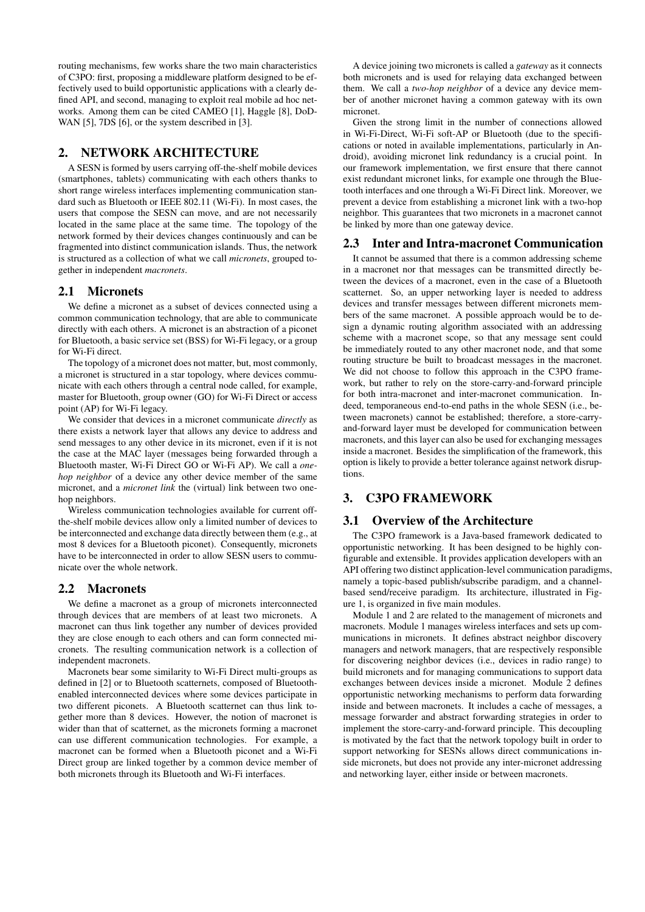routing mechanisms, few works share the two main characteristics of C3PO: first, proposing a middleware platform designed to be effectively used to build opportunistic applications with a clearly defined API, and second, managing to exploit real mobile ad hoc networks. Among them can be cited CAMEO [1], Haggle [8], DoD-WAN [5], 7DS [6], or the system described in [3].

## 2. NETWORK ARCHITECTURE

A SESN is formed by users carrying off-the-shelf mobile devices (smartphones, tablets) communicating with each others thanks to short range wireless interfaces implementing communication standard such as Bluetooth or IEEE 802.11 (Wi-Fi). In most cases, the users that compose the SESN can move, and are not necessarily located in the same place at the same time. The topology of the network formed by their devices changes continuously and can be fragmented into distinct communication islands. Thus, the network is structured as a collection of what we call *micronets*, grouped together in independent *macronets*.

### 2.1 Micronets

We define a micronet as a subset of devices connected using a common communication technology, that are able to communicate directly with each others. A micronet is an abstraction of a piconet for Bluetooth, a basic service set (BSS) for Wi-Fi legacy, or a group for Wi-Fi direct.

The topology of a micronet does not matter, but, most commonly, a micronet is structured in a star topology, where devices communicate with each others through a central node called, for example, master for Bluetooth, group owner (GO) for Wi-Fi Direct or access point (AP) for Wi-Fi legacy.

We consider that devices in a micronet communicate *directly* as there exists a network layer that allows any device to address and send messages to any other device in its micronet, even if it is not the case at the MAC layer (messages being forwarded through a Bluetooth master, Wi-Fi Direct GO or Wi-Fi AP). We call a *one-hop neighbor* of a device any other device member of the same micronet, and a *micronet link* the (virtual) link between two one-hop neighbors.

Wireless communication technologies available for current off-the-shelf mobile devices allow only a limited number of devices to be interconnected and exchange data directly between them (e.g., at most 8 devices for a Bluetooth piconet). Consequently, micronets have to be interconnected in order to allow SESN users to communicate over the whole network.

### 2.2 Macronets

We define a macronet as a group of micronets interconnected through devices that are members of at least two micronets. A macronet can thus link together any number of devices provided they are close enough to each others and can form connected micronets. The resulting communication network is a collection of independent macronets.

Macronets bear some similarity to Wi-Fi Direct multi-groups as defined in [2] or to Bluetooth scatternets, composed of Bluetooth-enabled interconnected devices where some devices participate in two different piconets. A Bluetooth scatternet can thus link together more than 8 devices. However, the notion of macronet is wider than that of scatternet, as the micronets forming a macronet can use different communication technologies. For example, a macronet can be formed when a Bluetooth piconet and a Wi-Fi Direct group are linked together by a common device member of both micronets through its Bluetooth and Wi-Fi interfaces.

A device joining two micronets is called a *gateway* as it connects both micronets and is used for relaying data exchanged between them. We call a *two-hop neighbor* of a device any device member of another micronet having a common gateway with its own micronet.

Given the strong limit in the number of connections allowed in Wi-Fi-Direct, Wi-Fi soft-AP or Bluetooth (due to the specifications or noted in available implementations, particularly in Android), avoiding micronet link redundancy is a crucial point. In our framework implementation, we first ensure that there cannot exist redundant micronet links, for example one through the Bluetooth interfaces and one through a Wi-Fi Direct link. Moreover, we prevent a device from establishing a micronet link with a two-hop neighbor. This guarantees that two micronets in a macronet cannot be linked by more than one gateway device.

### 2.3 Inter and Intra-macronet Communication

It cannot be assumed that there is a common addressing scheme in a macronet nor that messages can be transmitted directly between the devices of a macronet, even in the case of a Bluetooth scatternet. So, an upper networking layer is needed to address devices and transfer messages between different micronets members of the same macronet. A possible approach would be to design a dynamic routing algorithm associated with an addressing scheme with a macronet scope, so that any message sent could be immediately routed to any other macronet node, and that some routing structure be built to broadcast messages in the macronet. We did not choose to follow this approach in the C3PO framework, but rather to rely on the store-carry-and-forward principle for both intra-macronet and inter-macronet communication. Indeed, temporaneous end-to-end paths in the whole SESN (i.e., between macronets) cannot be established; therefore, a store-carry-and-forward layer must be developed for communication between macronets, and this layer can also be used for exchanging messages inside a macronet. Besides the simplification of the framework, this option is likely to provide a better tolerance against network disruptions.

## 3. C3PO FRAMEWORK

### 3.1 Overview of the Architecture

The C3PO framework is a Java-based framework dedicated to opportunistic networking. It has been designed to be highly configurable and extensible. It provides application developers with an API offering two distinct application-level communication paradigms, namely a topic-based publish/subscribe paradigm, and a channel-based send/receive paradigm. Its architecture, illustrated in Figure 1, is organized in five main modules.

Module 1 and 2 are related to the management of micronets and macronets. Module 1 manages wireless interfaces and sets up communications in micronets. It defines abstract neighbor discovery managers and network managers, that are respectively responsible for discovering neighbor devices (i.e., devices in radio range) to build micronets and for managing communications to support data exchanges between devices inside a micronet. Module 2 defines opportunistic networking mechanisms to perform data forwarding inside and between macronets. It includes a cache of messages, a message forwarder and abstract forwarding strategies in order to implement the store-carry-and-forward principle. This decoupling is motivated by the fact that the network topology built in order to support networking for SESNs allows direct communications inside micronets, but does not provide any inter-micronet addressing and networking layer, either inside or between macronets.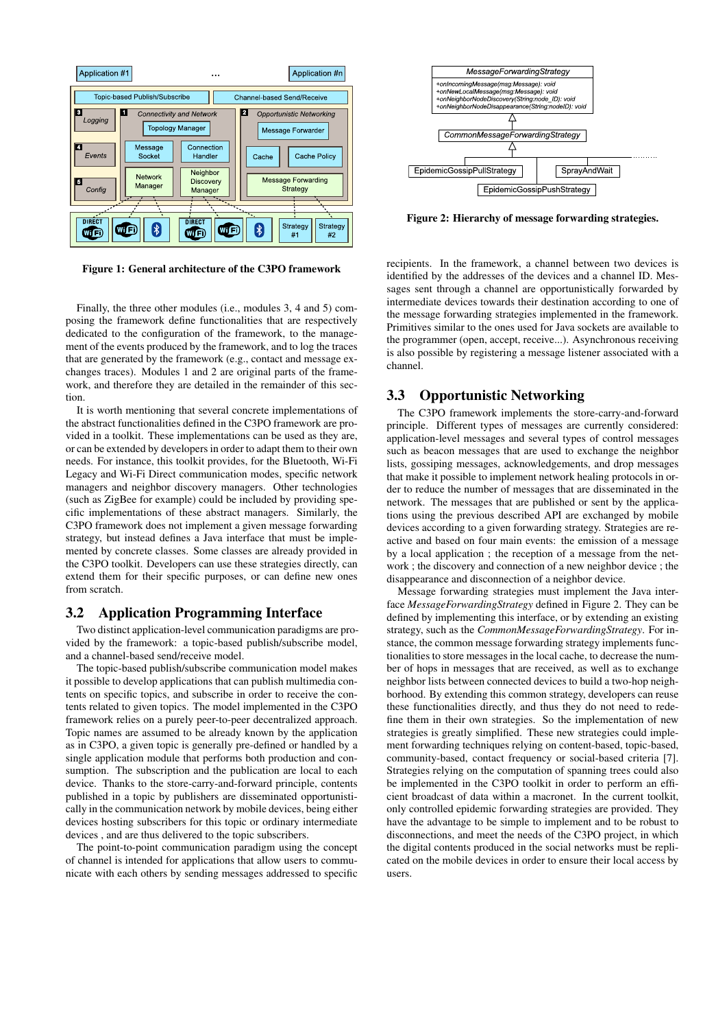Figure 1: General architecture of the C3PO framework

Finally, the three other modules (i.e., modules 3, 4 and 5) composing the framework define functionalities that are respectively dedicated to the configuration of the framework, to the management of the events produced by the framework, and to log the traces that are generated by the framework (e.g., contact and message exchanges traces). Modules 1 and 2 are original parts of the framework, and therefore they are detailed in the remainder of this section.

It is worth mentioning that several concrete implementations of the abstract functionalities defined in the C3PO framework are provided in a toolkit. These implementations can be used as they are, or can be extended by developers in order to adapt them to their own needs. For instance, this toolkit provides, for the Bluetooth, Wi-Fi Legacy and Wi-Fi Direct communication modes, specific network managers and neighbor discovery managers. Other technologies (such as ZigBee for example) could be included by providing specific implementations of these abstract managers. Similarly, the C3PO framework does not implement a given message forwarding strategy, but instead defines a Java interface that must be implemented by concrete classes. Some classes are already provided in the C3PO toolkit. Developers can use these strategies directly, can extend them for their specific purposes, or can define new ones from scratch.

## 3.2 Application Programming Interface

Two distinct application-level communication paradigms are provided by the framework: a topic-based publish/subscribe model, and a channel-based send/receive model.

The topic-based publish/subscribe communication model makes it possible to develop applications that can publish multimedia contents on specific topics, and subscribe in order to receive the contents related to given topics. The model implemented in the C3PO framework relies on a purely peer-to-peer decentralized approach. Topic names are assumed to be already known by the application as in C3PO, a given topic is generally pre-defined or handled by a single application module that performs both production and consumption. The subscription and the publication are local to each device. Thanks to the store-carry-and-forward principle, contents published in a topic by publishers are disseminated opportunistically in the communication network by mobile devices, being either devices hosting subscribers for this topic or ordinary intermediate devices , and are thus delivered to the topic subscribers.

The point-to-point communication paradigm using the concept of channel is intended for applications that allow users to communicate with each others by sending messages addressed to specific recipients. In the framework, a channel between two devices is identified by the addresses of the devices and a channel ID. Messages sent through a channel are opportunistically forwarded by intermediate devices towards their destination according to one of the message forwarding strategies implemented in the framework. Primitives similar to the ones used for Java sockets are available to the programmer (open, accept, receive...). Asynchronous receiving is also possible by registering a message listener associated with a channel.

Figure 2: Hierarchy of message forwarding strategies.

## 3.3 Opportunistic Networking

The C3PO framework implements the store-carry-and-forward principle. Different types of messages are currently considered: application-level messages and several types of control messages such as beacon messages that are used to exchange the neighbor lists, gossiping messages, acknowledgements, and drop messages that make it possible to implement network healing protocols in order to reduce the number of messages that are disseminated in the network. The messages that are published or sent by the applications using the previous described API are exchanged by mobile devices according to a given forwarding strategy. Strategies are reactive and based on four main events: the emission of a message by a local application ; the reception of a message from the network ; the discovery and connection of a new neighbor device ; the disappearance and disconnection of a neighbor device.

Message forwarding strategies must implement the Java interface *MessageForwardingStrategy* defined in Figure 2. They can be defined by implementing this interface, or by extending an existing strategy, such as the *CommonMessageForwardingStrategy*. For instance, the common message forwarding strategy implements functionalities to store messages in the local cache, to decrease the number of hops in messages that are received, as well as to exchange neighbor lists between connected devices to build a two-hop neighborhood. By extending this common strategy, developers can reuse these functionalities directly, and thus they do not need to redefine them in their own strategies. So the implementation of new strategies is greatly simplified. These new strategies could implement forwarding techniques relying on content-based, topic-based, community-based, contact frequency or social-based criteria [7]. Strategies relying on the computation of spanning trees could also be implemented in the C3PO toolkit in order to perform an efficient broadcast of data within a macronet. In the current toolkit, only controlled epidemic forwarding strategies are provided. They have the advantage to be simple to implement and to be robust to disconnections, and meet the needs of the C3PO project, in which the digital contents produced in the social networks must be replicated on the mobile devices in order to ensure their local access by users.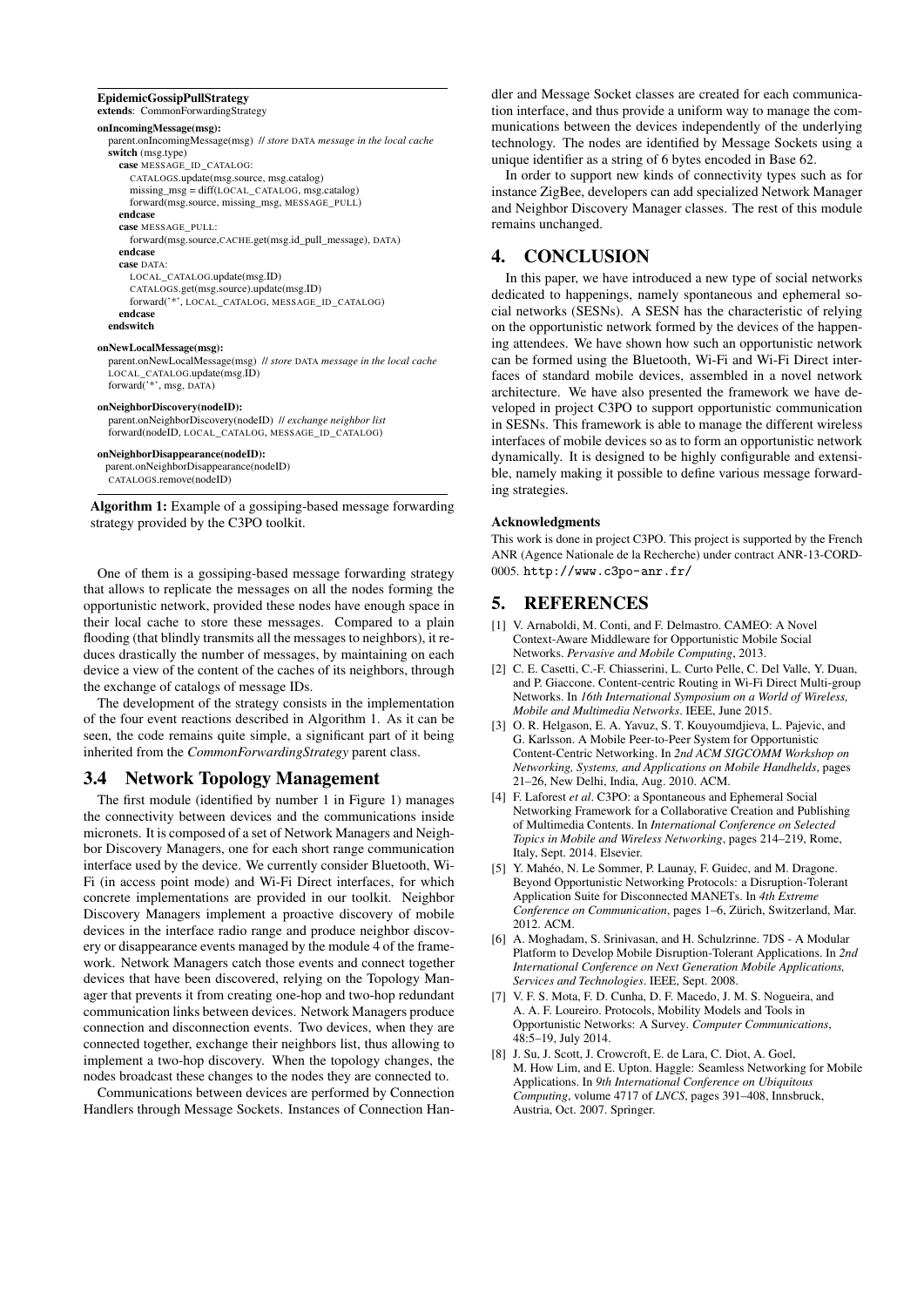```
EpidemicGossipPullStrategy
extends: CommonForwardingStrategy

onIncomingMessage(msg):
  parent.onIncomingMessage(msg) // store DATA message in the local cache
  switch (msg.type)
    case MESSAGE_ID_CATALOG:
      CATALOGS.update(msg.source, msg.catalog)
      missing_msg = diff(LOCAL_CATALOG, msg.catalog)
      forward(msg.source, missing_msg, MESSAGE_PULL)
    endcase
    case MESSAGE_PULL:
      forward(msg.source,CACHE.get(msg.id_pull_message), DATA)
    endcase
    case DATA:
      LOCAL_CATALOG.update(msg.ID)
      CATALOGS.get(msg.source).update(msg.ID)
      forward('*', LOCAL_CATALOG, MESSAGE_ID_CATALOG)
    endcase
  endswitch

onNewLocalMessage(msg):
  parent.onNewLocalMessage(msg) // store DATA message in the local cache
  LOCAL_CATALOG.update(msg.ID)
  forward('*', msg, DATA)

onNeighborDiscovery(nodeID):
  parent.onNeighborDiscovery(nodeID) // exchange neighbor list
  forward(nodeID, LOCAL_CATALOG, MESSAGE_ID_CATALOG)

onNeighborDisappearance(nodeID):
  parent.onNeighborDisappearance(nodeID)
  CATALOGS.remove(nodeID)
```

**Algorithm 1:** Example of a gossiping-based message forwarding strategy provided by the C3PO toolkit.

One of them is a gossiping-based message forwarding strategy that allows to replicate the messages on all the nodes forming the opportunistic network, provided these nodes have enough space in their local cache to store these messages. Compared to a plain flooding (that blindly transmits all the messages to neighbors), it reduces drastically the number of messages, by maintaining on each device a view of the content of the caches of its neighbors, through the exchange of catalogs of message IDs.

The development of the strategy consists in the implementation of the four event reactions described in Algorithm 1. As it can be seen, the code remains quite simple, a significant part of it being inherited from the *CommonForwardingStrategy* parent class.

## 3.4 Network Topology Management

The first module (identified by number 1 in Figure 1) manages the connectivity between devices and the communications inside micronets. It is composed of a set of Network Managers and Neighbor Discovery Managers, one for each short range communication interface used by the device. We currently consider Bluetooth, Wi-Fi (in access point mode) and Wi-Fi Direct interfaces, for which concrete implementations are provided in our toolkit. Neighbor Discovery Managers implement a proactive discovery of mobile devices in the interface radio range and produce neighbor discovery or disappearance events managed by the module 4 of the framework. Network Managers catch those events and connect together devices that have been discovered, relying on the Topology Manager that prevents it from creating one-hop and two-hop redundant communication links between devices. Network Managers produce connection and disconnection events. Two devices, when they are connected together, exchange their neighbors list, thus allowing to implement a two-hop discovery. When the topology changes, the nodes broadcast these changes to the nodes they are connected to.

Communications between devices are performed by Connection Handlers through Message Sockets. Instances of Connection Handler and Message Socket classes are created for each communication interface, and thus provide a uniform way to manage the communications between the devices independently of the underlying technology. The nodes are identified by Message Sockets using a unique identifier as a string of 6 bytes encoded in Base 62.

In order to support new kinds of connectivity types such as for instance ZigBee, developers can add specialized Network Manager and Neighbor Discovery Manager classes. The rest of this module remains unchanged.

# 4. CONCLUSION

In this paper, we have introduced a new type of social networks dedicated to happenings, namely spontaneous and ephemeral social networks (SESNs). A SESN has the characteristic of relying on the opportunistic network formed by the devices of the happening attendees. We have shown how such an opportunistic network can be formed using the Bluetooth, Wi-Fi and Wi-Fi Direct interfaces of standard mobile devices, assembled in a novel network architecture. We have also presented the framework we have developed in project C3PO to support opportunistic communication in SESNs. This framework is able to manage the different wireless interfaces of mobile devices so as to form an opportunistic network dynamically. It is designed to be highly configurable and extensible, namely making it possible to define various message forwarding strategies.

### Acknowledgments

This work is done in project C3PO. This project is supported by the French ANR (Agence Nationale de la Recherche) under contract ANR-13-CORD-0005. http://www.c3po-anr.fr/

# 5. REFERENCES

[1] V. Arnaboldi, M. Conti, and F. Delmastro. CAMEO: A Novel Context-Aware Middleware for Opportunistic Mobile Social Networks. *Pervasive and Mobile Computing*, 2013.

[2] C. E. Casetti, C.-F. Chiasserini, L. Curto Pelle, C. Del Valle, Y. Duan, and P. Giaccone. Content-centric Routing in Wi-Fi Direct Multi-group Networks. In *16th International Symposium on a World of Wireless, Mobile and Multimedia Networks*. IEEE, June 2015.

[3] O. R. Helgason, E. A. Yavuz, S. T. Kouyoumdjieva, L. Pajevic, and G. Karlsson. A Mobile Peer-to-Peer System for Opportunistic Content-Centric Networking. In *2nd ACM SIGCOMM Workshop on Networking, Systems, and Applications on Mobile Handhelds*, pages 21–26, New Delhi, India, Aug. 2010. ACM.

[4] F. Laforest *et al*. C3PO: a Spontaneous and Ephemeral Social Networking Framework for a Collaborative Creation and Publishing of Multimedia Contents. In *International Conference on Selected Topics in Mobile and Wireless Networking*, pages 214–219, Rome, Italy, Sept. 2014. Elsevier.

[5] Y. Mahéo, N. Le Sommer, P. Launay, F. Guidec, and M. Dragone. Beyond Opportunistic Networking Protocols: a Disruption-Tolerant Application Suite for Disconnected MANETs. In *4th Extreme Conference on Communication*, pages 1–6, Zürich, Switzerland, Mar. 2012. ACM.

[6] A. Moghadam, S. Srinivasan, and H. Schulzrinne. 7DS - A Modular Platform to Develop Mobile Disruption-Tolerant Applications. In *2nd International Conference on Next Generation Mobile Applications, Services and Technologies*. IEEE, Sept. 2008.

[7] V. F. S. Mota, F. D. Cunha, D. F. Macedo, J. M. S. Nogueira, and A. A. F. Loureiro. Protocols, Mobility Models and Tools in Opportunistic Networks: A Survey. *Computer Communications*, 48:5–19, July 2014.

[8] J. Su, J. Scott, J. Crowcroft, E. de Lara, C. Diot, A. Goel, M. How Lim, and E. Upton. Haggle: Seamless Networking for Mobile Applications. In *9th International Conference on Ubiquitous Computing*, volume 4717 of *LNCS*, pages 391–408, Innsbruck, Austria, Oct. 2007. Springer.